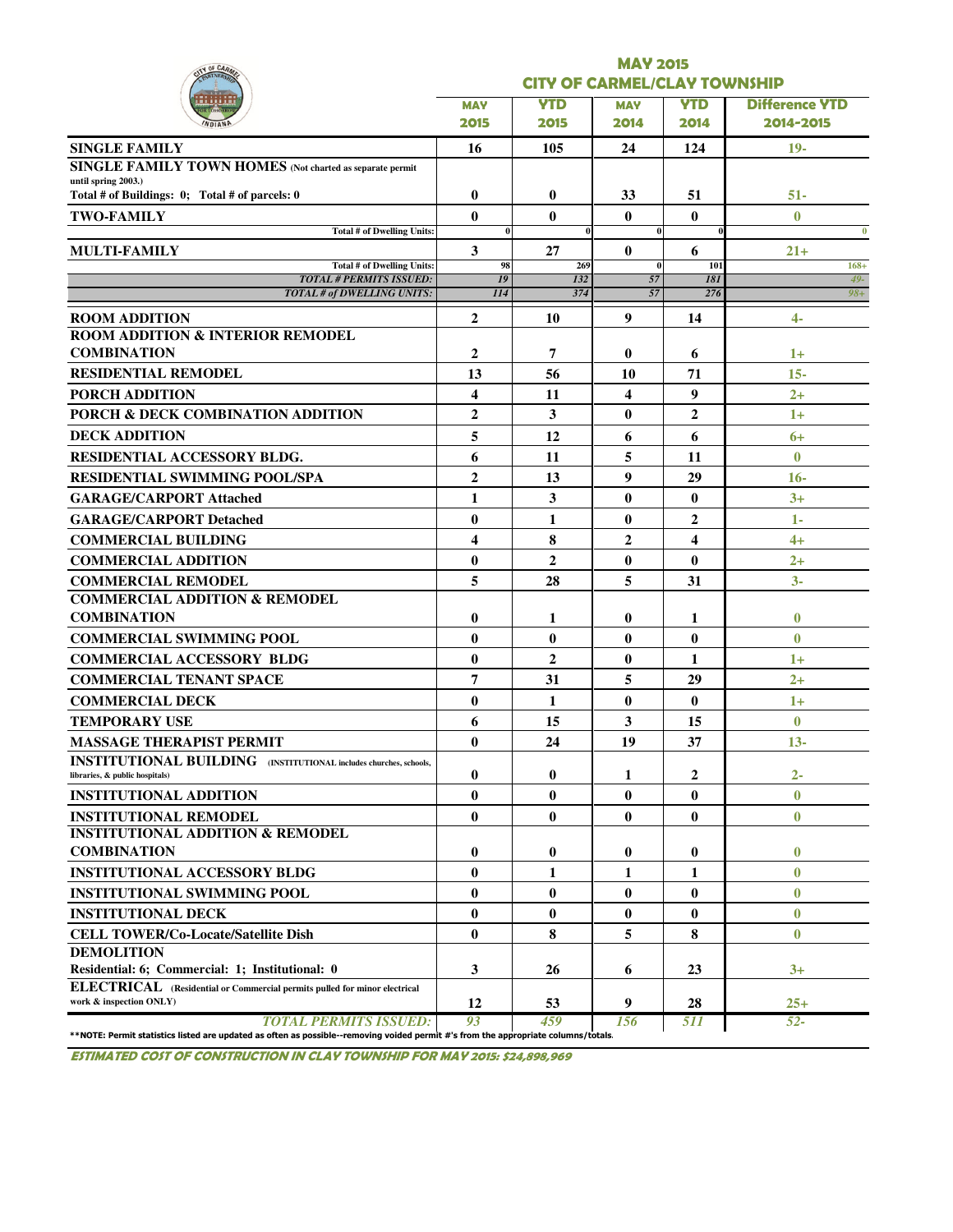# MAY 2015
## CITY OF CARMEL/CLAY TOWNSHIP

| | MAY 2015 | YTD 2015 | MAY 2014 | YTD 2014 | Difference YTD 2014-2015 |
|---|---|---|---|---|---|
| **SINGLE FAMILY** | **16** | **105** | **24** | **124** | **19-** |
| **SINGLE FAMILY TOWN HOMES** (Not charted as separate permit until spring 2003.) Total # of Buildings: 0; Total # of parcels: 0 | **0** | **0** | **33** | **51** | **51-** |
| **TWO-FAMILY** | **0** | **0** | **0** | **0** | **0** |
| Total # of Dwelling Units: | 0 | 0 | 0 | 0 | 0 |
| **MULTI-FAMILY** | **3** | **27** | **0** | **6** | **21+** |
| Total # of Dwelling Units: | 98 | 269 | 0 | 101 | 168+ |
| *TOTAL # PERMITS ISSUED:* | *19* | *132* | *57* | *181* | *49-* |
| *TOTAL # of DWELLING UNITS:* | *114* | *374* | *57* | *276* | *98+* |
| **ROOM ADDITION** | **2** | **10** | **9** | **14** | **4-** |
| **ROOM ADDITION & INTERIOR REMODEL COMBINATION** | **2** | **7** | **0** | **6** | **1+** |
| **RESIDENTIAL REMODEL** | **13** | **56** | **10** | **71** | **15-** |
| **PORCH ADDITION** | **4** | **11** | **4** | **9** | **2+** |
| **PORCH & DECK COMBINATION ADDITION** | **2** | **3** | **0** | **2** | **1+** |
| **DECK ADDITION** | **5** | **12** | **6** | **6** | **6+** |
| **RESIDENTIAL ACCESSORY BLDG.** | **6** | **11** | **5** | **11** | **0** |
| **RESIDENTIAL SWIMMING POOL/SPA** | **2** | **13** | **9** | **29** | **16-** |
| **GARAGE/CARPORT Attached** | **1** | **3** | **0** | **0** | **3+** |
| **GARAGE/CARPORT Detached** | **0** | **1** | **0** | **2** | **1-** |
| **COMMERCIAL BUILDING** | **4** | **8** | **2** | **4** | **4+** |
| **COMMERCIAL ADDITION** | **0** | **2** | **0** | **0** | **2+** |
| **COMMERCIAL REMODEL** | **5** | **28** | **5** | **31** | **3-** |
| **COMMERCIAL ADDITION & REMODEL COMBINATION** | **0** | **1** | **0** | **1** | **0** |
| **COMMERCIAL SWIMMING POOL** | **0** | **0** | **0** | **0** | **0** |
| **COMMERCIAL ACCESSORY BLDG** | **0** | **2** | **0** | **1** | **1+** |
| **COMMERCIAL TENANT SPACE** | **7** | **31** | **5** | **29** | **2+** |
| **COMMERCIAL DECK** | **0** | **1** | **0** | **0** | **1+** |
| **TEMPORARY USE** | **6** | **15** | **3** | **15** | **0** |
| **MASSAGE THERAPIST PERMIT** | **0** | **24** | **19** | **37** | **13-** |
| **INSTITUTIONAL BUILDING** (INSTITUTIONAL includes churches, schools, libraries, & public hospitals) | **0** | **0** | **1** | **2** | **2-** |
| **INSTITUTIONAL ADDITION** | **0** | **0** | **0** | **0** | **0** |
| **INSTITUTIONAL REMODEL** | **0** | **0** | **0** | **0** | **0** |
| **INSTITUTIONAL ADDITION & REMODEL COMBINATION** | **0** | **0** | **0** | **0** | **0** |
| **INSTITUTIONAL ACCESSORY BLDG** | **0** | **1** | **1** | **1** | **0** |
| **INSTITUTIONAL SWIMMING POOL** | **0** | **0** | **0** | **0** | **0** |
| **INSTITUTIONAL DECK** | **0** | **0** | **0** | **0** | **0** |
| **CELL TOWER/Co-Locate/Satellite Dish** | **0** | **8** | **5** | **8** | **0** |
| **DEMOLITION** Residential: 6; Commercial: 1; Institutional: 0 | **3** | **26** | **6** | **23** | **3+** |
| **ELECTRICAL** (Residential or Commercial permits pulled for minor electrical work & inspection ONLY) | **12** | **53** | **9** | **28** | **25+** |
| *TOTAL PERMITS ISSUED:* | *93* | *459* | *156* | *511* | *52-* |

**NOTE: Permit statistics listed are updated as often as possible--removing voided permit #'s from the appropriate columns/totals.

***ESTIMATED COST OF CONSTRUCTION IN CLAY TOWNSHIP FOR MAY 2015: $24,898,969***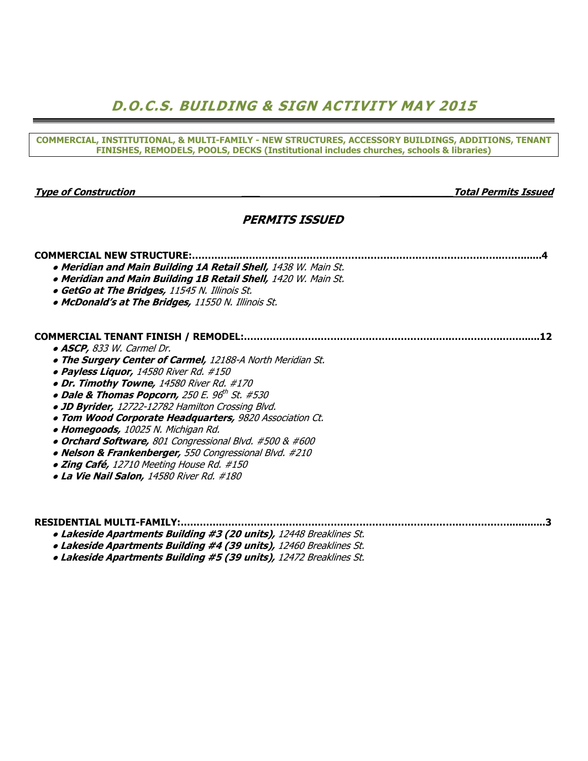# D.O.C.S. BUILDING & SIGN ACTIVITY MAY 2015

**COMMERCIAL, INSTITUTIONAL, & MULTI-FAMILY - NEW STRUCTURES, ACCESSORY BUILDINGS, ADDITIONS, TENANT FINISHES, REMODELS, POOLS, DECKS (Institutional includes churches, schools & libraries)**

***Type of Construction*** — ***Total Permits Issued***

## *PERMITS ISSUED*

**COMMERCIAL NEW STRUCTURE:..........................................................................................................4**

- ***Meridian and Main Building 1A Retail Shell,*** *1438 W. Main St.*
- ***Meridian and Main Building 1B Retail Shell,*** *1420 W. Main St.*
- ***GetGo at The Bridges,*** *11545 N. Illinois St.*
- ***McDonald's at The Bridges,*** *11550 N. Illinois St.*

**COMMERCIAL TENANT FINISH / REMODEL:.........................................................................................12**

- ***ASCP,*** *833 W. Carmel Dr.*
- ***The Surgery Center of Carmel,*** *12188-A North Meridian St.*
- ***Payless Liquor,*** *14580 River Rd. #150*
- ***Dr. Timothy Towne,*** *14580 River Rd. #170*
- ***Dale & Thomas Popcorn,*** *250 E. 96th St. #530*
- ***JD Byrider,*** *12722-12782 Hamilton Crossing Blvd.*
- ***Tom Wood Corporate Headquarters,*** *9820 Association Ct.*
- ***Homegoods,*** *10025 N. Michigan Rd.*
- ***Orchard Software,*** *801 Congressional Blvd. #500 & #600*
- ***Nelson & Frankenberger,*** *550 Congressional Blvd. #210*
- ***Zing Café,*** *12710 Meeting House Rd. #150*
- ***La Vie Nail Salon,*** *14580 River Rd. #180*

**RESIDENTIAL MULTI-FAMILY:..............................................................................................................3**

- ***Lakeside Apartments Building #3 (20 units),*** *12448 Breaklines St.*
- ***Lakeside Apartments Building #4 (39 units),*** *12460 Breaklines St.*
- ***Lakeside Apartments Building #5 (39 units),*** *12472 Breaklines St.*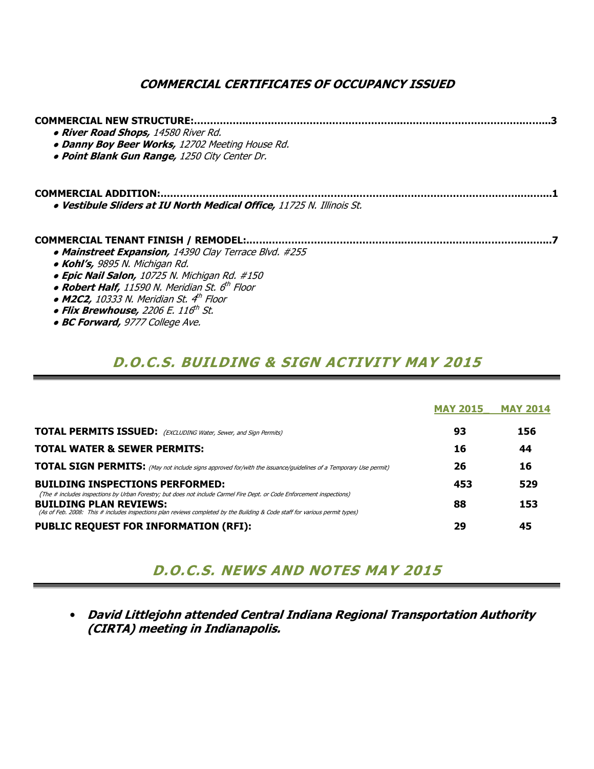## COMMERCIAL CERTIFICATES OF OCCUPANCY ISSUED

**COMMERCIAL NEW STRUCTURE:........................................................................................................3**

- ***River Road Shops,*** *14580 River Rd.*
- ***Danny Boy Beer Works,*** *12702 Meeting House Rd.*
- ***Point Blank Gun Range,*** *1250 City Center Dr.*

**COMMERCIAL ADDITION:..............................................................................................................1**

- ***Vestibule Sliders at IU North Medical Office,*** *11725 N. Illinois St.*

**COMMERCIAL TENANT FINISH / REMODEL:.....................................................................................7**

- ***Mainstreet Expansion,*** *14390 Clay Terrace Blvd. #255*
- ***Kohl's,*** *9895 N. Michigan Rd.*
- ***Epic Nail Salon,*** *10725 N. Michigan Rd. #150*
- ***Robert Half,*** *11590 N. Meridian St. 6th Floor*
- ***M2C2,*** *10333 N. Meridian St. 4th Floor*
- ***Flix Brewhouse,*** *2206 E. 116th St.*
- ***BC Forward,*** *9777 College Ave.*

## D.O.C.S. BUILDING & SIGN ACTIVITY MAY 2015

| | MAY 2015 | MAY 2014 |
|---|---|---|
| **TOTAL PERMITS ISSUED:** *(EXCLUDING Water, Sewer, and Sign Permits)* | 93 | 156 |
| **TOTAL WATER & SEWER PERMITS:** | 16 | 44 |
| **TOTAL SIGN PERMITS:** *(May not include signs approved for/with the issuance/guidelines of a Temporary Use permit)* | 26 | 16 |
| **BUILDING INSPECTIONS PERFORMED:** *(The # includes inspections by Urban Forestry; but does not include Carmel Fire Dept. or Code Enforcement inspections)* | 453 | 529 |
| **BUILDING PLAN REVIEWS:** *(As of Feb. 2008: This # includes inspections plan reviews completed by the Building & Code staff for various permit types)* | 88 | 153 |
| **PUBLIC REQUEST FOR INFORMATION (RFI):** | 29 | 45 |

## D.O.C.S. NEWS AND NOTES MAY 2015

- ***David Littlejohn attended Central Indiana Regional Transportation Authority (CIRTA) meeting in Indianapolis.***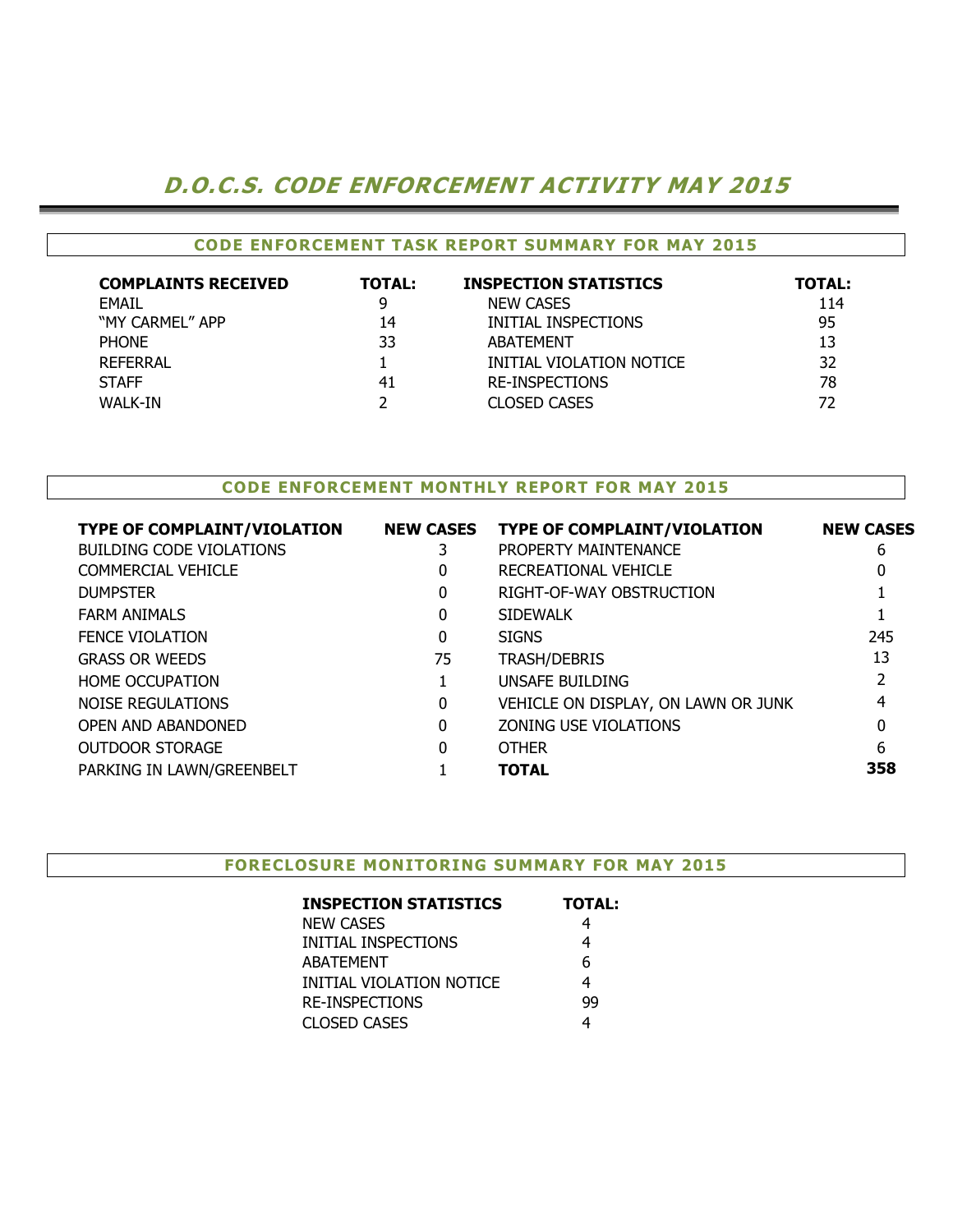# D.O.C.S. CODE ENFORCEMENT ACTIVITY MAY 2015

## CODE ENFORCEMENT TASK REPORT SUMMARY FOR MAY 2015

| COMPLAINTS RECEIVED | TOTAL: | INSPECTION STATISTICS | TOTAL: |
|---|---|---|---|
| EMAIL | 9 | NEW CASES | 114 |
| "MY CARMEL" APP | 14 | INITIAL INSPECTIONS | 95 |
| PHONE | 33 | ABATEMENT | 13 |
| REFERRAL | 1 | INITIAL VIOLATION NOTICE | 32 |
| STAFF | 41 | RE-INSPECTIONS | 78 |
| WALK-IN | 2 | CLOSED CASES | 72 |

## CODE ENFORCEMENT MONTHLY REPORT FOR MAY 2015

| TYPE OF COMPLAINT/VIOLATION | NEW CASES | TYPE OF COMPLAINT/VIOLATION | NEW CASES |
|---|---|---|---|
| BUILDING CODE VIOLATIONS | 3 | PROPERTY MAINTENANCE | 6 |
| COMMERCIAL VEHICLE | 0 | RECREATIONAL VEHICLE | 0 |
| DUMPSTER | 0 | RIGHT-OF-WAY OBSTRUCTION | 1 |
| FARM ANIMALS | 0 | SIDEWALK | 1 |
| FENCE VIOLATION | 0 | SIGNS | 245 |
| GRASS OR WEEDS | 75 | TRASH/DEBRIS | 13 |
| HOME OCCUPATION | 1 | UNSAFE BUILDING | 2 |
| NOISE REGULATIONS | 0 | VEHICLE ON DISPLAY, ON LAWN OR JUNK | 4 |
| OPEN AND ABANDONED | 0 | ZONING USE VIOLATIONS | 0 |
| OUTDOOR STORAGE | 0 | OTHER | 6 |
| PARKING IN LAWN/GREENBELT | 1 | **TOTAL** | **358** |

## FORECLOSURE MONITORING SUMMARY FOR MAY 2015

| INSPECTION STATISTICS | TOTAL: |
|---|---|
| NEW CASES | 4 |
| INITIAL INSPECTIONS | 4 |
| ABATEMENT | 6 |
| INITIAL VIOLATION NOTICE | 4 |
| RE-INSPECTIONS | 99 |
| CLOSED CASES | 4 |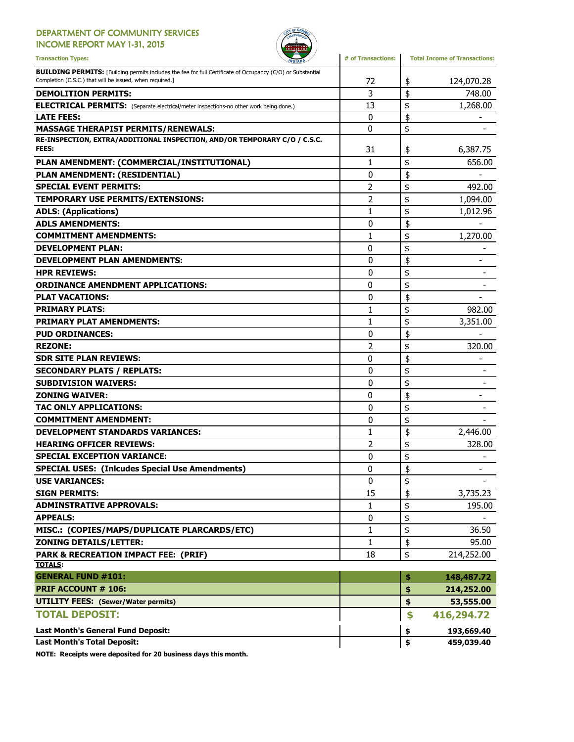# DEPARTMENT OF COMMUNITY SERVICES
## INCOME REPORT MAY 1-31, 2015

| Transaction Types: | # of Transactions: | Total Income of Transactions: |
|---|---|---|
| **BUILDING PERMITS:** [Building permits includes the fee for full Certificate of Occupancy (C/O) or Substantial Completion (C.S.C.) that will be issued, when required.] | 72 | $ 124,070.28 |
| **DEMOLITION PERMITS:** | 3 | $ 748.00 |
| **ELECTRICAL PERMITS:** (Separate electrical/meter inspections-no other work being done.) | 13 | $ 1,268.00 |
| **LATE FEES:** | 0 | $ - |
| **MASSAGE THERAPIST PERMITS/RENEWALS:** | 0 | $ - |
| **RE-INSPECTION, EXTRA/ADDITIONAL INSPECTION, AND/OR TEMPORARY C/O / C.S.C. FEES:** | 31 | $ 6,387.75 |
| **PLAN AMENDMENT: (COMMERCIAL/INSTITUTIONAL)** | 1 | $ 656.00 |
| **PLAN AMENDMENT: (RESIDENTIAL)** | 0 | $ - |
| **SPECIAL EVENT PERMITS:** | 2 | $ 492.00 |
| **TEMPORARY USE PERMITS/EXTENSIONS:** | 2 | $ 1,094.00 |
| **ADLS: (Applications)** | 1 | $ 1,012.96 |
| **ADLS AMENDMENTS:** | 0 | $ - |
| **COMMITMENT AMENDMENTS:** | 1 | $ 1,270.00 |
| **DEVELOPMENT PLAN:** | 0 | $ - |
| **DEVELOPMENT PLAN AMENDMENTS:** | 0 | $ - |
| **HPR REVIEWS:** | 0 | $ - |
| **ORDINANCE AMENDMENT APPLICATIONS:** | 0 | $ - |
| **PLAT VACATIONS:** | 0 | $ - |
| **PRIMARY PLATS:** | 1 | $ 982.00 |
| **PRIMARY PLAT AMENDMENTS:** | 1 | $ 3,351.00 |
| **PUD ORDINANCES:** | 0 | $ - |
| **REZONE:** | 2 | $ 320.00 |
| **SDR SITE PLAN REVIEWS:** | 0 | $ - |
| **SECONDARY PLATS / REPLATS:** | 0 | $ - |
| **SUBDIVISION WAIVERS:** | 0 | $ - |
| **ZONING WAIVER:** | 0 | $ - |
| **TAC ONLY APPLICATIONS:** | 0 | $ - |
| **COMMITMENT AMENDMENT:** | 0 | $ - |
| **DEVELOPMENT STANDARDS VARIANCES:** | 1 | $ 2,446.00 |
| **HEARING OFFICER REVIEWS:** | 2 | $ 328.00 |
| **SPECIAL EXCEPTION VARIANCE:** | 0 | $ - |
| **SPECIAL USES: (Inlcudes Special Use Amendments)** | 0 | $ - |
| **USE VARIANCES:** | 0 | $ - |
| **SIGN PERMITS:** | 15 | $ 3,735.23 |
| **ADMINSTRATIVE APPROVALS:** | 1 | $ 195.00 |
| **APPEALS:** | 0 | $ - |
| **MISC.: (COPIES/MAPS/DUPLICATE PLARCARDS/ETC)** | 1 | $ 36.50 |
| **ZONING DETAILS/LETTER:** | 1 | $ 95.00 |
| **PARK & RECREATION IMPACT FEE: (PRIF)** | 18 | $ 214,252.00 |
| **TOTALS:** | | |
| **GENERAL FUND #101:** | | **$ 148,487.72** |
| **PRIF ACCOUNT # 106:** | | **$ 214,252.00** |
| **UTILITY FEES: (Sewer/Water permits)** | | **$ 53,555.00** |
| **TOTAL DEPOSIT:** | | **$ 416,294.72** |
| **Last Month's General Fund Deposit:** | | **$ 193,669.40** |
| **Last Month's Total Deposit:** | | **$ 459,039.40** |

**NOTE: Receipts were deposited for 20 business days this month.**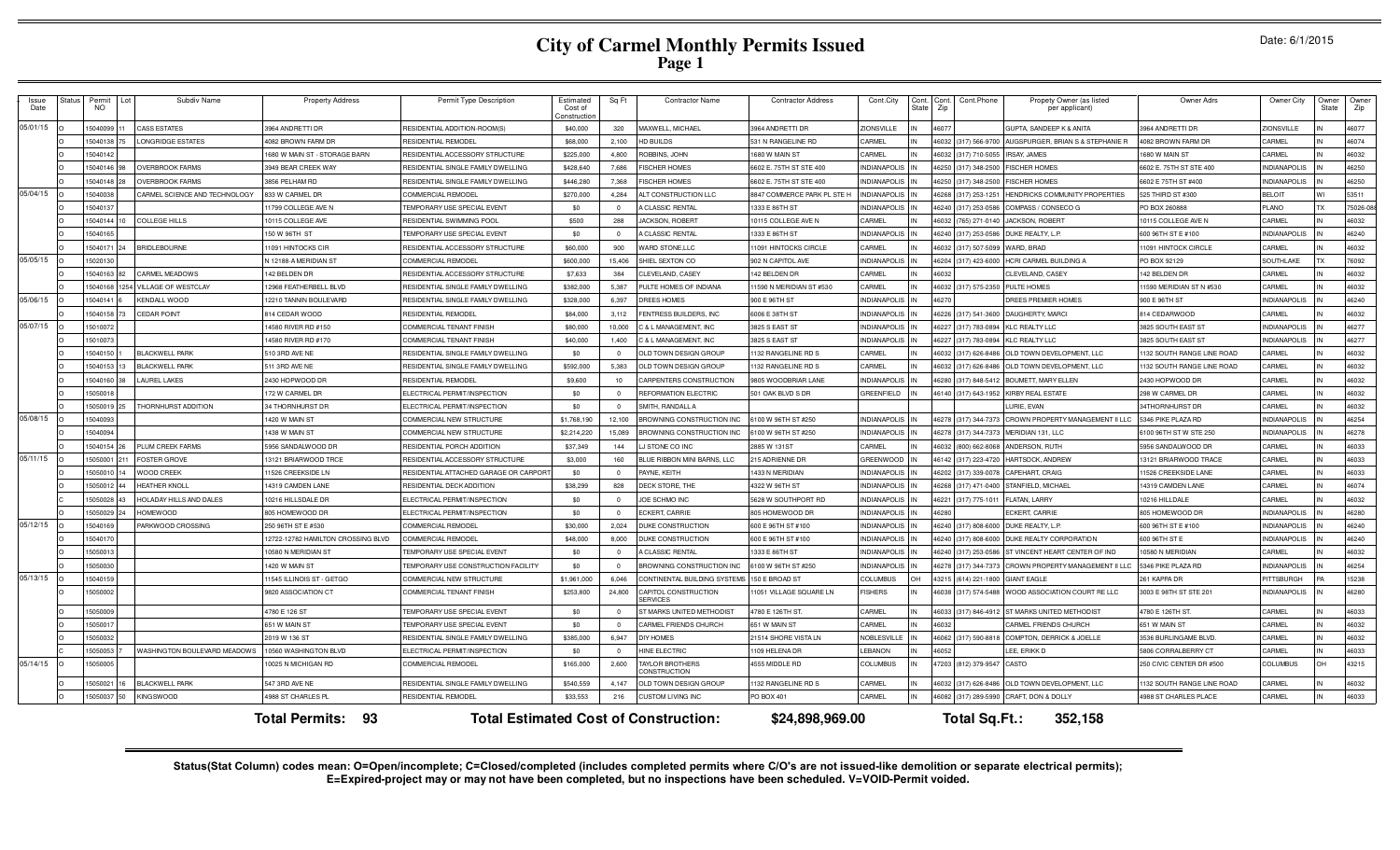# City of Carmel Monthly Permits Issued

## Page 1

Date: 6/1/2015

| Issue Date | Status | Permit NO | Lot | Subdiv Name | Property Address | Permit Type Description | Estimated Cost of Construction | Sq Ft | Contractor Name | Contractor Address | Cont.City | Cont. State | Cont. Zip | Cont.Phone | Propety Owner (as listed per applicant) | Owner Adrs | Owner City | Owner State | Owner Zip |
|---|---|---|---|---|---|---|---|---|---|---|---|---|---|---|---|---|---|---|---|
| 05/01/15 | O | 15040099 | 11 | CASS ESTATES | 3964 ANDRETTI DR | RESIDENTIAL ADDITION-ROOM(S) | $40,000 | 320 | MAXWELL, MICHAEL | 3964 ANDRETTI DR | ZIONSVILLE | IN | 46077 | | GUPTA, SANDEEP K & ANITA | 3964 ANDRETTI DR | ZIONSVILLE | IN | 46077 |
| | O | 15040138 | 75 | LONGRIDGE ESTATES | 4082 BROWN FARM DR | RESIDENTIAL REMODEL | $68,000 | 2,100 | HD BUILDS | 531 N RANGELINE RD | CARMEL | IN | 46032 | (317) 566-9700 | AUGSPURGER, BRIAN S & STEPHANIE R | 4082 BROWN FARM DR | CARMEL | IN | 46074 |
| | O | 15040142 | | | 1680 W MAIN ST - STORAGE BARN | RESIDENTIAL ACCESSORY STRUCTURE | $225,000 | 4,800 | ROBBINS, JOHN | 1680 W MAIN ST | CARMEL | IN | 46032 | (317) 710-5055 | IRSAY, JAMES | 1680 W MAIN ST | CARMEL | IN | 46032 |
| | O | 15040146 | 98 | OVERBROOK FARMS | 3949 BEAR CREEK WAY | RESIDENTIAL SINGLE FAMILY DWELLING | $428,640 | 7,686 | FISCHER HOMES | 6602 E. 75TH ST STE 400 | INDIANAPOLIS | IN | 46250 | (317) 348-2500 | FISCHER HOMES | 6602 E. 75TH ST STE 400 | INDIANAPOLIS | IN | 46250 |
| | O | 15040148 | 28 | OVERBROOK FARMS | 3656 PELHAM RD | RESIDENTIAL SINGLE FAMILY DWELLING | $446,280 | 7,368 | FISCHER HOMES | 6602 E. 75TH ST STE 400 | INDIANAPOLIS | IN | 46250 | (317) 348-2500 | FISCHER HOMES | 6602 E 75TH ST #400 | INDIANAPOLIS | IN | 46250 |
| 05/04/15 | O | 15040038 | | CARMEL SCIENCE AND TECHNOLOGY | 833 W CARMEL DR | COMMERCIAL REMODEL | $270,000 | 4,284 | ALT CONSTRUCTION LLC | 8847 COMMERCE PARK PL STE H | INDIANAPOLIS | IN | 46268 | (317) 253-1251 | HENDRICKS COMMUNITY PROPERTIES | 525 THIRD ST #300 | BELOIT | WI | 53511 |
| | O | 15040137 | | | 11799 COLLEGE AVE N | TEMPORARY USE SPECIAL EVENT | $0 | 0 | A CLASSIC RENTAL | 1333 E 86TH ST | INDIANAPOLIS | IN | 46240 | (317) 253-0586 | COMPASS / CONSECO G | PO BOX 260888 | PLANO | TX | 75026-088 |
| | O | 15040144 | 10 | COLLEGE HILLS | 10115 COLLEGE AVE | RESIDENTIAL SWIMMING POOL | $500 | 288 | JACKSON, ROBERT | 10115 COLLEGE AVE N | CARMEL | IN | 46032 | (765) 271-0140 | JACKSON, ROBERT | 10115 COLLEGE AVE N | CARMEL | IN | 46032 |
| | O | 15040165 | | | 150 W 96TH ST | TEMPORARY USE SPECIAL EVENT | $0 | 0 | A CLASSIC RENTAL | 1333 E 86TH ST | INDIANAPOLIS | IN | 46240 | (317) 253-0586 | DUKE REALTY, L.P. | 600 96TH ST E #100 | INDIANAPOLIS | IN | 46240 |
| | O | 15040171 | 24 | BRIDLEBOURNE | 11091 HINTOCKS CIR | RESIDENTIAL ACCESSORY STRUCTURE | $60,000 | 900 | WARD STONE,LLC | 11091 HINTOCKS CIRCLE | CARMEL | IN | 46032 | (317) 507-5099 | WARD, BRAD | 11091 HINTOCK CIRCLE | CARMEL | IN | 46032 |
| 05/05/15 | O | 15020130 | | | N 12188-A MERIDIAN ST | COMMERCIAL REMODEL | $600,000 | 15,406 | SHIEL SEXTON CO | 902 N CAPITOL AVE | INDIANAPOLIS | IN | 46204 | (317) 423-6000 | HCRI CARMEL BUILDING A | PO BOX 92129 | SOUTHLAKE | TX | 76092 |
| | O | 15040163 | 82 | CARMEL MEADOWS | 142 BELDEN DR | RESIDENTIAL ACCESSORY STRUCTURE | $7,633 | 384 | CLEVELAND, CASEY | 142 BELDEN DR | CARMEL | IN | 46032 | | CLEVELAND, CASEY | 142 BELDEN DR | CARMEL | IN | 46032 |
| | O | 15040168 | 1254 | VILLAGE OF WESTCLAY | 12968 FEATHERBELL BLVD | RESIDENTIAL SINGLE FAMILY DWELLING | $382,000 | 5,387 | PULTE HOMES OF INDIANA | 11590 N MERIDIAN ST #530 | CARMEL | IN | 46032 | (317) 575-2350 | PULTE HOMES | 11590 MERIDIAN ST N #530 | CARMEL | IN | 46032 |
| 05/06/15 | O | 15040141 | 6 | KENDALL WOOD | 12210 TANNIN BOULEVARD | RESIDENTIAL SINGLE FAMILY DWELLING | $328,000 | 6,397 | DREES HOMES | 900 E 96TH ST | INDIANAPOLIS | IN | 46270 | | DREES PREMIER HOMES | 900 E 96TH ST | INDIANAPOLIS | IN | 46240 |
| | O | 15040158 | 73 | CEDAR POINT | 814 CEDAR WOOD | RESIDENTIAL REMODEL | $84,000 | 3,112 | FENTRESS BUILDERS, INC | 6006 E 38TH ST | INDIANAPOLIS | IN | 46226 | (317) 541-3600 | DAUGHERTY, MARCI | 814 CEDARWOOD | CARMEL | IN | 46032 |
| 05/07/15 | O | 15010072 | | | 14580 RIVER RD #150 | COMMERCIAL TENANT FINISH | $80,000 | 10,000 | C & L MANAGEMENT, INC | 3825 S EAST ST | INDIANAPOLIS | IN | 46227 | (317) 783-0894 | KLC REALTY LLC | 3825 SOUTH EAST ST | INDIANAPOLIS | IN | 46277 |
| | O | 15010073 | | | 14580 RIVER RD #170 | COMMERCIAL TENANT FINISH | $40,000 | 1,400 | C & L MANAGEMENT, INC | 3825 S EAST ST | INDIANAPOLIS | IN | 46227 | (317) 783-0894 | KLC REALTY LLC | 3825 SOUTH EAST ST | INDIANAPOLIS | IN | 46277 |
| | O | 15040150 | 1 | BLACKWELL PARK | 510 3RD AVE NE | RESIDENTIAL SINGLE FAMILY DWELLING | $0 | 0 | OLD TOWN DESIGN GROUP | 1132 RANGELINE RD S | CARMEL | IN | 46032 | (317) 626-8486 | OLD TOWN DEVELOPMENT, LLC | 1132 SOUTH RANGE LINE ROAD | CARMEL | IN | 46032 |
| | O | 15040153 | 13 | BLACKWELL PARK | 511 3RD AVE NE | RESIDENTIAL SINGLE FAMILY DWELLING | $592,000 | 5,383 | OLD TOWN DESIGN GROUP | 1132 RANGELINE RD S | CARMEL | IN | 46032 | (317) 626-8486 | OLD TOWN DEVELOPMENT, LLC | 1132 SOUTH RANGE LINE ROAD | CARMEL | IN | 46032 |
| | O | 15040160 | 38 | LAUREL LAKES | 2430 HOPWOOD DR | RESIDENTIAL REMODEL | $9,600 | 10 | CARPENTERS CONSTRUCTION | 9805 WOODBRIAR LANE | INDIANAPOLIS | IN | 46280 | (317) 848-5412 | BOUMETT, MARY ELLEN | 2430 HOPWOOD DR | CARMEL | IN | 46032 |
| | O | 15050018 | | | 172 W CARMEL DR | ELECTRICAL PERMIT/INSPECTION | $0 | 0 | REFORMATION ELECTRIC | 501 OAK BLVD S DR | GREENFIELD | IN | 46140 | (317) 643-1952 | KIRBY REAL ESTATE | 298 W CARMEL DR | CARMEL | IN | 46032 |
| | O | 15050019 | 25 | THORNHURST ADDITION | 34 THORNHURST DR | ELECTRICAL PERMIT/INSPECTION | $0 | 0 | SMITH, RANDALL A | | | | | | LURIE, EVAN | 34THORNHURST DR | CARMEL | IN | 46032 |
| 05/08/15 | O | 15040093 | | | 1420 W MAIN ST | COMMERCIAL NEW STRUCTURE | $1,768,190 | 12,100 | BROWNING CONSTRUCTION INC | 6100 W 96TH ST #250 | INDIANAPOLIS | IN | 46278 | (317) 344-7373 | CROWN PROPERTY MANAGEMENT II LLC | 5346 PIKE PLAZA RD | INDIANAPOLIS | IN | 46254 |
| | O | 15040094 | | | 1438 W MAIN ST | COMMERCIAL NEW STRUCTURE | $2,214,220 | 15,089 | BROWNING CONSTRUCTION INC | 6100 W 96TH ST #250 | INDIANAPOLIS | IN | 46278 | (317) 344-7373 | MERIDIAN 131, LLC | 6100 96TH ST W STE 250 | INDIANAPOLIS | IN | 46278 |
| | O | 15040154 | 26 | PLUM CREEK FARMS | 5956 SANDALWOOD DR | RESIDENTIAL PORCH ADDITION | $37,349 | 144 | LJ STONE CO INC | 2885 W 131ST | CARMEL | IN | 46032 | (800) 662-8068 | ANDERSON, RUTH | 5956 SANDALWOOD DR | CARMEL | IN | 46033 |
| 05/11/15 | O | 15050001 | 211 | FOSTER GROVE | 13121 BRIARWOOD TRCE | RESIDENTIAL ACCESSORY STRUCTURE | $3,000 | 160 | BLUE RIBBON MINI BARNS, LLC | 215 ADRIENNE DR | GREENWOOD | IN | 46142 | (317) 223-4720 | HARTSOCK, ANDREW | 13121 BRIARWOOD TRACE | CARMEL | IN | 46033 |
| | O | 15050010 | 14 | WOOD CREEK | 11526 CREEKSIDE LN | RESIDENTIAL ATTACHED GARAGE OR CARPORT | $0 | 0 | PAYNE, KEITH | 1433 N MERIDIAN | INDIANAPOLIS | IN | 46202 | (317) 339-0078 | CAPEHART, CRAIG | 11526 CREEKSIDE LANE | CARMEL | IN | 46033 |
| | O | 15050012 | 44 | HEATHER KNOLL | 14319 CAMDEN LANE | RESIDENTIAL DECK ADDITION | $38,299 | 828 | DECK STORE, THE | 4322 W 96TH ST | INDIANAPOLIS | IN | 46268 | (317) 471-0400 | STANFIELD, MICHAEL | 14319 CAMDEN LANE | CARMEL | IN | 46074 |
| | C | 15050028 | 43 | HOLADAY HILLS AND DALES | 10216 HILLSDALE DR | ELECTRICAL PERMIT/INSPECTION | $0 | 0 | JOE SCHMO INC | 5628 W SOUTHPORT RD | INDIANAPOLIS | IN | 46221 | (317) 775-1011 | FLATAN, LARRY | 10216 HILLDALE | CARMEL | IN | 46032 |
| | O | 15050029 | 24 | HOMEWOOD | 805 HOMEWOOD DR | ELECTRICAL PERMIT/INSPECTION | $0 | 0 | ECKERT, CARRIE | 805 HOMEWOOD DR | INDIANAPOLIS | IN | 46280 | | ECKERT, CARRIE | 805 HOMEWOOD DR | INDIANAPOLIS | IN | 46280 |
| 05/12/15 | O | 15040169 | | PARKWOOD CROSSING | 250 96TH ST E #530 | COMMERCIAL REMODEL | $30,000 | 2,024 | DUKE CONSTRUCTION | 600 E 96TH ST #100 | INDIANAPOLIS | IN | 46240 | (317) 808-6000 | DUKE REALTY, L.P. | 600 96TH ST E #100 | INDIANAPOLIS | IN | 46240 |
| | O | 15040170 | | | 12722-12782 HAMILTON CROSSING BLVD | COMMERCIAL REMODEL | $48,000 | 8,000 | DUKE CONSTRUCTION | 600 E 96TH ST #100 | INDIANAPOLIS | IN | 46240 | (317) 808-6000 | DUKE REALTY CORPORATION | 600 96TH ST E | INDIANAPOLIS | IN | 46240 |
| | O | 15050013 | | | 10580 N MERIDIAN ST | TEMPORARY USE SPECIAL EVENT | $0 | 0 | A CLASSIC RENTAL | 1333 E 86TH ST | INDIANAPOLIS | IN | 46240 | (317) 253-0586 | ST VINCENT HEART CENTER OF IND | 10580 N MERIDIAN | CARMEL | IN | 46032 |
| | O | 15050030 | | | 1420 W MAIN ST | TEMPORARY USE CONSTRUCTION FACILITY | $0 | 0 | BROWNING CONSTRUCTION INC | 6100 W 96TH ST #250 | INDIANAPOLIS | IN | 46278 | (317) 344-7373 | CROWN PROPERTY MANAGEMENT II LLC | 5346 PIKE PLAZA RD | INDIANAPOLIS | IN | 46254 |
| 05/13/15 | O | 15040159 | | | 11545 ILLINOIS ST - GETGO | COMMERCIAL NEW STRUCTURE | $1,961,000 | 6,046 | CONTINENTAL BUILDING SYSTEMS | 150 E BROAD ST | COLUMBUS | OH | 43215 | (614) 221-1800 | GIANT EAGLE | 261 KAPPA DR | PITTSBURGH | PA | 15238 |
| | O | 15050002 | | | 9820 ASSOCIATION CT | COMMERCIAL TENANT FINISH | $253,800 | 24,800 | CAPITOL CONSTRUCTION SERVICES | 11051 VILLAGE SQUARE LN | FISHERS | IN | 46038 | (317) 574-5488 | WOOD ASSOCIATION COURT RE LLC | 3003 E 98TH ST STE 201 | INDIANAPOLIS | IN | 46280 |
| | O | 15050009 | | | 4780 E 126 ST | TEMPORARY USE SPECIAL EVENT | $0 | 0 | ST MARKS UNITED METHODIST | 4780 E 126TH ST. | CARMEL | IN | 46033 | (317) 846-4912 | ST MARKS UNITED METHODIST | 4780 E 126TH ST. | CARMEL | IN | 46033 |
| | O | 15050017 | | | 651 W MAIN ST | TEMPORARY USE SPECIAL EVENT | $0 | 0 | CARMEL FRIENDS CHURCH | 651 W MAIN ST | CARMEL | IN | 46032 | | CARMEL FRIENDS CHURCH | 651 W MAIN ST | CARMEL | IN | 46032 |
| | O | 15050032 | | | 2019 W 136 ST | RESIDENTIAL SINGLE FAMILY DWELLING | $385,000 | 6,947 | DIY HOMES | 21514 SHORE VISTA LN | NOBLESVILLE | IN | 46062 | (317) 590-8818 | COMPTON, DERRICK & JOELLE | 3536 BURLINGAME BLVD. | CARMEL | IN | 46032 |
| | C | 15050053 | 7 | WASHINGTON BOULEVARD MEADOWS | 10560 WASHINGTON BLVD | ELECTRICAL PERMIT/INSPECTION | $0 | 0 | HINE ELECTRIC | 1109 HELENA DR | LEBANON | IN | 46052 | | LEE, ERIKK D | 5806 CORRALBERRY CT | CARMEL | IN | 46033 |
| 05/14/15 | O | 15050005 | | | 10025 N MICHIGAN RD | COMMERCIAL REMODEL | $165,000 | 2,600 | TAYLOR BROTHERS CONSTRUCTION | 4555 MIDDLE RD | COLUMBUS | IN | 47203 | (812) 379-9547 | CASTO | 250 CIVIC CENTER DR #500 | COLUMBUS | OH | 43215 |
| | O | 15050021 | 16 | BLACKWELL PARK | 547 3RD AVE NE | RESIDENTIAL SINGLE FAMILY DWELLING | $540,559 | 4,147 | OLD TOWN DESIGN GROUP | 1132 RANGELINE RD S | CARMEL | IN | 46032 | (317) 626-8486 | OLD TOWN DEVELOPMENT, LLC | 1132 SOUTH RANGE LINE ROAD | CARMEL | IN | 46032 |
| | O | 15050037 | 50 | KINGSWOOD | 4988 ST CHARLES PL | RESIDENTIAL REMODEL | $33,553 | 216 | CUSTOM LIVING INC | PO BOX 401 | CARMEL | IN | 46082 | (317) 289-5990 | CRAFT, DON & DOLLY | 4988 ST CHARLES PLACE | CARMEL | IN | 46033 |

**Total Permits: 93** **Total Estimated Cost of Construction: $24,898,969.00** **Total Sq.Ft.: 352,158**

**Status(Stat Column) codes mean: O=Open/incomplete; C=Closed/completed (includes completed permits where C/O's are not issued-like demolition or separate electrical permits); E=Expired-project may or may not have been completed, but no inspections have been scheduled. V=VOID-Permit voided.**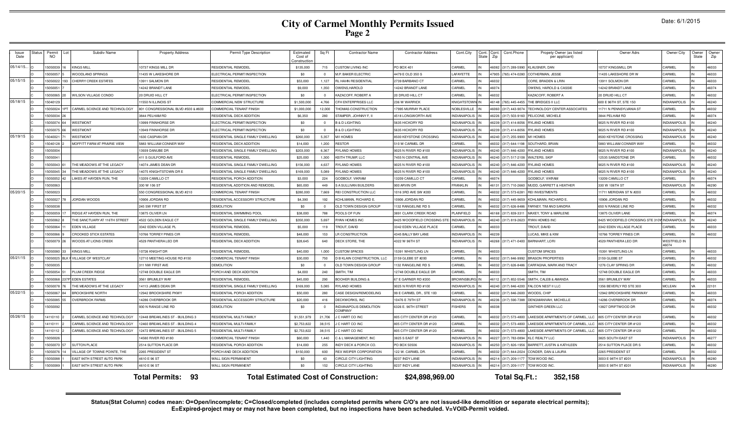# City of Carmel Monthly Permits Issued
## Page 2

Date: 6/1/2015

| Issue Date | Status | Permit NO | Lot | Subdiv Name | Property Address | Permit Type Description | Estimated Cost of Construction | Sq Ft | Contractor Name | Contractor Address | Cont.City | Cont. State | Cont. Zip | Cont.Phone | Propety Owner (as listed per applicant) | Owner Adrs | Owner City | Owner State | Owner Zip |
|---|---|---|---|---|---|---|---|---|---|---|---|---|---|---|---|---|---|---|---|
| 05/14/15... | O | 15050039 | 16 | KINGS MILL | 10737 KINGS MILL DR | RESIDENTIAL REMODEL | $135,000 | 715 | CUSTOM LIVING INC | PO BOX 401 | CARMEL | IN | 46082 | (317) 289-5990 | KLAUSNER, DAN | 10737 KINGSMILL DR | CARMEL | IN | 46033 |
| | O | 15050057 | 5 | WOODLAND SPRINGS | 11435 W LAKESHORE DR | ELECTRICAL PERMIT/INSPECTION | $0 | 0 | M.P. BAKER ELECTRIC | 4479 E OLD 350 S | LAFAYETTE | IN | 47905 | (765) 474-0280 | COTHERMAN, JESSE | 11435 LAKESHORE DR W | CARMEL | IN | 46033 |
| 05/15/15 | O | 15050022 | 193 | CHERRY CREEK ESTATES | 13911 SALMON DR | RESIDENTIAL REMODEL | $53,000 | 1,127 | RL HAHN RESIDENTIAL | 2739 BARBANO CT | CARMEL | IN | 46032 | | CORE, BRADEN & LRIN | 13911 SOLMON DR | CARMEL | IN | 46033 |
| | O | 15050051 | 7 | | 14242 BRANDT LANE | RESIDENTIAL REMODEL | $9,000 | 1,350 | OWENS,HAROLD | 14242 BRANDT LANE | CARMEL | IN | 46074 | | OWENS, HAROLD & CASSIE | 14242 BRANDT LANE | CARMEL | IN | 46074 |
| | C | 15050065 | 20 | WILSON VILLAGE CONDO | 20 DRUID HILL CT | ELECTRICAL PERMIT/INSPECTION | $0 | 0 | KAZACOFF, ROBERT A | 20 DRUID HILL CT | CARMEL | IN | 46032 | | KAZACOFF, ROBERT A | 20 DRUID HILL CT | CARMEL | IN | 46032 |
| 05/18/15 | O | 15040129 | | | 11550 N ILLINOIS ST | COMMERCIAL NEW STRUCTURE | $1,500,000 | 4,766 | CFH ENTERPRISES LLC | 236 W WARRICK | KNIGHTSTOWN | IN | 46148 | (765) 445-4455 | THE BRIDGES II LLC | 600 E 96TH ST, STE 150 | INDIANAPOLIS | IN | 46240 |
| | O | 15050024 | 1PT | CARMEL SCIENCE AND TECHNOLOGY | 801 CONGRESSIONAL BLVD #500 & #600 | COMMERCIAL TENANT FINISH | $1,000,000 | 12,000 | THOMAS CONSTRUCTION | 17995 MURRAY PLACE | NOBLESVILLE | IN | 46060 | (317) 443-9074 | TECHNOLOGY CENTER ASSOCIATES | 11711 N PENNSYLVANIA ST | CARMEL | IN | 46032 |
| | O | 15050034 | 26 | | 3844 PELHAM RD | RESIDENTIAL DECK ADDITION | $6,350 | 280 | STAMPER, JOHNNY F, II | 4518 LONGWORTH AVE | INDIANAPOLIS | IN | 46226 | (317) 503-9160 | PELICONE, MICHELE | 3844 PELHAM RD | CARMEL | IN | 46074 |
| | O | 15050074 | 64 | WESTMONT | 13999 FINNHORSE DR | ELECTRICAL PERMIT/INSPECTION | $0 | 0 | B & D LIGHTING | 5635 HICKORY RD | INDIANAPOLIS | IN | 46239 | (317) 414-8056 | RYLAND HOMES | 9025 N RIVER RD #100 | INDIANAPOLIS | IN | 46240 |
| | C | 15050075 | 66 | WESTMONT | 13949 FINNHORSE DR | ELECTRICAL PERMIT/INSPECTION | $0 | 0 | B & D LIGHTING | 5635 HICKORY RD | INDIANAPOLIS | IN | 46239 | (317) 414-8056 | RYLAND HOMES | 9025 N RIVER RD #100 | INDIANAPOLIS | IN | 46240 |
| 05/19/15 | O | 15040021 | 71 | WESTMONT | 1630 CASPIAN DR | RESIDENTIAL SINGLE FAMILY DWELLING | $260,000 | 5,357 | M/I HOMES | 8500 KEYSTONE CROSSING | INDIANAPOLIS | IN | 46240 | (317) 255-9900 | M/I HOMES | 8500 KEYSTONE CROSSING | INDIANAPOLIS | IN | 46240 |
| | O | 15040128 | 2 | MOFFITT FARM AT PRAIRIE VIEW | 5883 WILLIAM CONNER WAY | RESIDENTIAL DECK ADDITION | $14,000 | 1,200 | RESTOR | 510 W CARMEL DR | CARMEL | IN | 46032 | (317) 644-1198 | SOUTHARD, BRIAN | 5883 WILLIAM CONNER WAY | CARMEL | IN | 46032 |
| | O | 15050004 | | | 13939 DANUBE DR | RESIDENTIAL SINGLE FAMILY DWELLING | $203,000 | 6,367 | RYLAND HOMES | 9025 N RIVER RD #100 | INDIANAPOLIS | IN | 46240 | (317) 846-4200 | RYLAND HOMES | 9025 N RIVER RD #100 | INDIANAPOLIS | IN | 46240 |
| | O | 15050041 | | | 411 S GUILFORD AVE | RESIDENTIAL REMODEL | $25,000 | 1,300 | KEITH TRUMP, LLC | 7455 N CENTRAL AVE | INDIANAPOLIS | IN | 46240 | (317) 517-2108 | WALTERS, SKIP | 12535 SANDSTONE DR | CARMEL | IN | 46032 |
| | O | 15050043 | 61 | THE MEADOWS AT THE LEGACY | 14074 JAMES DEAN DR | RESIDENTIAL SINGLE FAMILY DWELLING | $156,000 | 4,637 | RYLAND HOMES | 9025 N RIVER RD #100 | INDIANAPOLIS | IN | 46240 | (317) 846-4200 | RYLAND HOMES | 9025 N RIVER RD #100 | INDIANAPOLIS | IN | 46240 |
| | O | 15050045 | 34 | THE MEADOWS AT THE LEGACY | 14075 KNIGHTSTOWN DR E | RESIDENTIAL SINGLE FAMILY DWELLING | $169,000 | 5,089 | RYLAND HOMES | 9025 N RIVER RD #100 | INDIANAPOLIS | IN | 46240 | (317) 846-4200 | RYLAND HOMES | 9025 N RIVER RD #100 | INDIANAPOLIS | IN | 46240 |
| | O | 15050052 | 42 | LAKES AT HAYDEN RUN, THE | 13209 CAMILLO CT | RESIDENTIAL PORCH ADDITION | $3,000 | 224 | GODBOLF, VIKRAM | 13209 CAMILLO CT | CARMEL | IN | 46074 | | GODBOLF, VIKRAM | 13209 CAMILLO CT | CARMEL | IN | 46074 |
| | O | 15050063 | | | 330 W 106 ST | RESIDENTIAL ADDITION AND REMODEL | $65,000 | 449 | S A SULLIVAN BUILDERS | 900 ARVIN DR | FRANKLIN | IN | 46131 | (317) 710-2660 | MUDD, GARRETT & HEATHER | 330 W 106TH ST | INDIANAPOLIS | IN | 46290 |
| 05/20/15 | O | 15050023 | | | 550 CONGRESSIONAL BLVD #210 | COMMERCIAL TENANT FINISH | $280,000 | 7,669 | REI CONSTRUCTION LLC | 1016 3RD AVE SW #200 | CARMEL | IN | 46032 | (317) 573-6281 | REI INVESTMENTS | 11711 MERIDIAN ST N #200 | CARMEL | IN | 46032 |
| | O | 15050027 | 78 | JORDAN WOODS | 10906 JORDAN RD | RESIDENTIAL ACCESSORY STRUCTURE | $4,390 | 192 | KOHLMANN, RICHARD E. | 10906 JORDAN RD | CARMEL | IN | 46032 | (317) 445-9659 | KOHLMANN, RICHARD E. | 10906 JORDAN RD | CARMEL | IN | 46032 |
| | O | 15050038 | | | 245 SW FIRST ST | DEMOLITION | $0 | 0 | OLD TOWN DESIGN GROUP | 1132 RANGELINE RD S | CARMEL | IN | 46032 | (317) 626-8486 | FARNEY, TIM AND SANDRA | 650 N RANGE LINE RD | CARMEL | IN | 46032 |
| | O | 15050059 | 17 | RIDGE AT HAYDEN RUN, THE | 13875 OLIVER LN | RESIDENTIAL SWIMMING POOL | $38,000 | 788 | POOLS OF FUN | 3891 CLARK CREEK ROAD | PLAINFIELD | IN | 46168 | (317) 839-3311 | MAXEY, TONY & MARLENE | 13875 OLIVER LANE | CARMEL | IN | 46074 |
| | O | 15050062 | 8 | THE SANCTUARY AT 116TH STREET | 4522 GOLDEN EAGLE CT | RESIDENTIAL SINGLE FAMILY DWELLING | $350,000 | 5,697 | RYAN HOMES INC | 8425 WOODFIELD CROSSING STE | INDIANAPOLIS | IN | 46240 | (317) 819-2623 | RYAN HOMES INC | 8425 WOODFIELD CROSSING STE 310W | INDIANAPOLIS | IN | 46240 |
| | O | 15050064 | 11 | EDEN VILLAGE | 3342 EDEN VILLAGE PL | RESIDENTIAL REMODEL | $5,000 | 119 | TROUT, DAVID | 3342 EDEN VILLAGE PLACE | CARMEL | IN | 46033 | | TROUT, DAVID | 3342 EDEN VILLAGE PLACE | CARMEL | IN | 46033 |
| | O | 15050066 | 9 | CROOKED STICK ESTATES | 10766 TORREY PINES CIR | RESIDENTIAL REMODEL | $48,000 | 153 | LR CONSTRUCTION | 4345 BALLY BAY LANE | INDIANAPOLIS | IN | 46239 | | LUCAS, MIKE & KIM | 10766 TORREY PINES CIR | CARMEL | IN | 46032 |
| | O | 15050079 | 26 | WOODS AT LIONS CREEK | 4529 PANTHERA LEO DR | RESIDENTIAL DECK ADDITION | $28,645 | 640 | DECK STORE, THE | 4322 W 96TH ST | INDIANAPOLIS | IN | 46268 | (317) 471-0400 | BARNHART, LORI | 4529 PANTHERA LEO DR | WESTFIELD IN 46074 | | |
| | O | 15050080 | 33 | KINGS MILL | 10726 KNIGHT DR | RESIDENTIAL REMODEL | $40,000 | 1,000 | CUSTOM SPACES | 15391 WHISTLING LN | CARMEL | IN | 46033 | | CUSTOM SPACES | 15391 WHISTLING LN | CARMEL | IN | 46033 |
| 05/21/15 | O | 15050025 | BLK F | VILLAGE OF WESTCLAY | 12710 MEETING HOUSE RD #150 | COMMERCIAL TENANT FINISH | $30,000 | 750 | D B KLAIN CONSTRUCTION, LLC | 2159 GLEBE ST #200 | CARMEL | IN | 46032 | (317) 846-9992 | BRASON PROPERTIES | 2159 GLEBE ST | CARMEL | IN | 46032 |
| | O | 15050035 | | | 311 NW FIRST AVE | DEMOLITION | $0 | 0 | OLD TOWN DESIGN GROUP | 1132 RANGELINE RD S | CARMEL | IN | 46032 | (317) 626-8486 | CARFAGNA, MARK AND TRACY | 1276 CLAY SPRING DR | CARMEL | IN | 46032 |
| | O | 15050054 | 51 | PLUM CREEK RIDGE | 12748 DOUBLE EAGLE DR | PORCH AND DECK ADDITION | $4,000 | 240 | SMITH, TIM | 12748 DOUBLE EAGLE DR | CARMEL | IN | 46033 | | SMITH, TIM | 12748 DOUBLE EAGLE DR | CARMEL | IN | 46033 |
| | O | 15050068 | 237P | EDEN ESTATES | 3561 BRUMLEY WAY | RESIDENTIAL REMODEL | $45,000 | 290 | BOOHER BUILDING & | 67 E GARNER RD #200 | BROWNSBURG | IN | 46112 | (317) 852-5546 | SMITH, CALEB & AMANDA | 3561 BRUMLEY WAY | CARMEL | IN | 46033 |
| | O | 15050078 | 76 | THE MEADOWS AT THE LEGACY | 14113 JAMES DEAN DR | RESIDENTIAL SINGLE FAMILY DWELLING | $169,000 | 5,085 | RYLAND HOMES | 9025 N RIVER RD #100 | INDIANAPOLIS | IN | 46240 | (317) 846-4200 | FALCON NEST II LLC | 1356 BEVERLY RD STE 300 | MCLEAN | VA | 22101 |
| 05/22/15 | O | 15050067 | 84 | BROOKSHIRE NORTH | 12942 BROOKSHIRE PKWY | RESIDENTIAL PORCH ADDITION | $50,000 | 280 | CASE DESIGN/REMODELING | 99 E CARMEL DR., STE 100 | CARMEL | IN | 46032 | (317) 846-2600 | WOODS, CHIP | 12942 BROOKSHIRE PARKWAY | CARMEL | IN | 46033 |
| | O | 15050085 | 55 | OVERBROOK FARMS | 14286 OVERBROOK DR | RESIDENTIAL ACCESSORY STRUCTURE | $20,000 | 416 | DECKWORKS, INC | 10476 E 79TH ST | INDIANAPOLIS | IN | 46236 | (317) 590-7388 | DENGMANIVAH, MICHELLE | 14286 OVERBROOK DR | CARMEL | IN | 46074 |
| | O | 15050092 | | | 930 N RANGE LINE RD | DEMOLITION | $0 | 0 | INDIANAPOLIS DEMOLITION COMPANY | 6326 E. 96TH STREET | FISHERS | IN | 46038 | | GINTHER GREEN LLC | 13827 DRIFTWOOD DR | CARMEL | IN | 46032 |
| 05/26/15 | O | 14110110 | 2 | CARMEL SCIENCE AND TECHNOLOGY | 12448 BREAKLINES ST - BUILDING 3 | RESIDENTIAL MULTI-FAMILY | $1,551,979 | 21,706 | J C HART CO INC | 805 CITY CENTER DR #120 | CARMEL | IN | 46032 | (317) 573-4800 | LAKESIDE APARTMENTS OF CARMEL, LLC | 805 CITY CENTER DR #120 | CARMEL | IN | 46032 |
| | O | 14110111 | 2 | CARMEL SCIENCE AND TECHNOLOGY | 12460 BREAKLINES ST - BUILDING 4 | RESIDENTIAL MULTI-FAMILY | $2,753,822 | 38,515 | J C HART CO INC | 805 CITY CENTER DR #120 | CARMEL | IN | 46032 | (317) 573-4800 | LAKESIDE APARTMENTS OF CARMEL, LLC | 805 CITY CENTER DR #120 | CARMEL | IN | 46032 |
| | O | 14110112 | 2 | CARMEL SCIENCE AND TECHNOLOGY | 12472 BREAKLINES ST - BUILDING 5 | RESIDENTIAL MULTI-FAMILY | $2,753,822 | 38,515 | J C HART CO INC | 805 CITY CENTER DR #120 | CARMEL | IN | 46032 | (317) 573-4800 | LAKESIDE APARTMENTS OF CARMEL, LLC | 805 CITY CENTER DR #120 | CARMEL | IN | 46032 |
| | O | 15050026 | | | 14580 RIVER RD #180 | COMMERCIAL TENANT FINISH | $60,000 | 1,440 | C & L MANAGEMENT, INC | 3825 S EAST ST | INDIANAPOLIS | IN | 46227 | (317) 783-0894 | KLC REALTY LLC | 3825 SOUTH EAST ST | INDIANAPOLIS | IN | 46277 |
| | O | 15050070 | 57 | SUTTON PLACE | 2514 SUTTON PLACE DR | RESIDENTIAL PORCH ADDITION | $14,000 | 255 | INDY DECK & PORCH CO. | PO BOX 50506 | INDIANAPOLIS | IN | 46250 | (317) 826-1956 | BARRETT, JUSTIN & KATHLEEN | 2514 SUTTON PLACE DR S | CARMEL | IN | 46032 |
| | O | 15050076 | 14 | VILLAGE OF TOWNE POINTE, THE | 2265 PRESIDENT ST | PORCH AND DECK ADDITION | $150,000 | 600 | REX WEIPER CORPORATION | 122 W. CARMEL DR. | CARMEL | IN | 46032 | (317) 844-2024 | CONDER, DAN & LAURA | 2265 PRESIDENT ST | CARMEL | IN | 46032 |
| | O | 15050088 | 1 | EAST 96TH STREET AUTO PARK | 4610 E 96 ST | WALL SIGN PERMANENT | $0 | 43 | CIRCLE CITY LIGHTING | 8237 INDY LANE | INDIANAPOLIS | IN | 46214 | (317) 209-1177 | TOM WOOD INC. | 3003 E 98TH ST #201 | INDIANAPOLIS | IN | 46280 |
| | C | 15050089 | 1 | EAST 96TH STREET AUTO PARK | 4610 E 96 ST | WALL SIGN PERMANENT | $0 | 152 | CIRCLE CITY LIGHTING | 8237 INDY LANE | INDIANAPOLIS | IN | 46214 | (317) 209-1177 | TOM WOOD INC. | 3003 E 98TH ST #201 | INDIANAPOLIS | IN | 46280 |

**Total Permits: 93** **Total Estimated Cost of Construction: $24,898,969.00** **Total Sq.Ft.: 352,158**

**Status(Stat Column) codes mean: O=Open/incomplete; C=Closed/completed (includes completed permits where C/O's are not issued-like demolition or separate electrical permits); E=Expired-project may or may not have been completed, but no inspections have been scheduled. V=VOID-Permit voided.**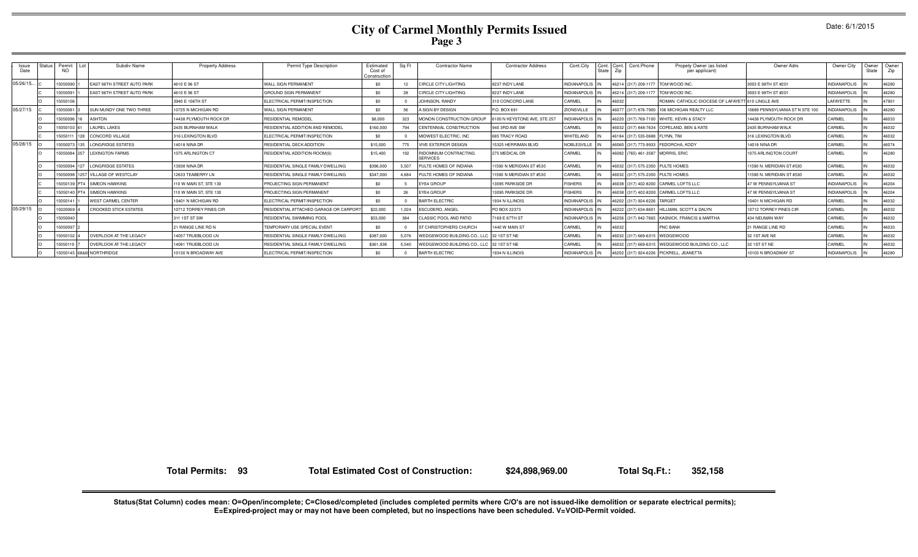# City of Carmel Monthly Permits Issued

## Page 3

Date: 6/1/2015

| Issue Date | Status | Permit NO | Lot | Subdiv Name | Property Address | Permit Type Description | Estimated Cost of Construction | Sq Ft | Contractor Name | Contractor Address | Cont.City | Cont. State | Cont. Zip | Cont.Phone | Propety Owner (as listed per applicant) | Owner Adrs | Owner City | Owner State | Owner Zip |
|---|---|---|---|---|---|---|---|---|---|---|---|---|---|---|---|---|---|---|---|
| 05/26/15... | C | 15050090 | 1 | EAST 96TH STREET AUTO PARK | 4610 E 96 ST | WALL SIGN PERMANENT | $0 | 12 | CIRCLE CITY LIGHTING | 8237 INDY LANE | INDIANAPOLIS | IN | 46214 | (317) 209-1177 | TOM WOOD INC. | 3003 E 98TH ST #201 | INDIANAPOLIS | IN | 46280 |
| | C | 15050091 | 1 | EAST 96TH STREET AUTO PARK | 4610 E 96 ST | GROUND SIGN PERMANENT | $0 | 28 | CIRCLE CITY LIGHTING | 8237 INDY LANE | INDIANAPOLIS | IN | 46214 | (317) 209-1177 | TOM WOOD INC. | 3003 E 98TH ST #201 | INDIANAPOLIS | IN | 46280 |
| | O | 15050106 | | | 3940 E 106TH ST | ELECTRICAL PERMIT/INSPECTION | $0 | 0 | JOHNSON, RANDY | 310 CONCORD LANE | CARMEL | IN | 46032 | | ROMAN CATHOLIC DIOCESE OF LAFAYETT | 610 LINGLE AVE | LAFAYETTE | IN | 47901 |
| 05/27/15 | C | 15050081 | 3 | SUN MUNDY ONE TWO THREE | 10725 N MICHIGAN RD | WALL SIGN PERMANENT | $0 | 56 | A SIGN BY DESIGN | P.O. BOX 691 | ZIONSVILLE | IN | 46077 | (317) 876-7900 | 106 MICHIGAN REALTY LLC | 10689 PENNSYLVANIA ST N STE 100 | INDIANAPOLIS | IN | 46280 |
| | O | 15050096 | 16 | ASHTON | 14438 PLYMOUTH ROCK DR | RESIDENTIAL REMODEL | $8,000 | 323 | MONON CONSTRUCTION GROUP | 6100 N KEYSTONE AVE, STE 257 | INDIANAPOLIS | IN | 46220 | (317) 769-7100 | WHITE, KEVIN & STACY | 14438 PLYMOUTH ROCK DR | CARMEL | IN | 46033 |
| | O | 15050103 | 61 | LAUREL LAKES | 2435 BURNHAM WALK | RESIDENTIAL ADDITION AND REMODEL | $160,000 | 794 | CENTENNIAL CONSTRUCTION | 940 3RD AVE SW | CARMEL | IN | 46032 | (317) 848-7634 | COPELAND, BEN & KATE | 2435 BURNHAM WALK | CARMEL | IN | 46032 |
| | C | 15050111 | 128 | CONCORD VILLAGE | 316 LEXINGTON BLVD | ELECTRICAL PERMIT/INSPECTION | $0 | 0 | MIDWEST ELECTRIC, INC | 685 TRACY ROAD | WHITELAND | IN | 46184 | (317) 535-0688 | FLYNN, TIM | 316 LEXINGTON BLVD | CARMEL | IN | 46032 |
| 05/28/15 | O | 15050073 | 135 | LONGRIDGE ESTATES | 14018 NINA DR | RESIDENTIAL DECK ADDITION | $15,000 | 775 | VIVE EXTERIOR DESIGN | 15325 HERRIMAN BLVD | NOBLESVILLE | IN | 46060 | (317) 773-9933 | FEDORCHA, KODY | 14018 NINA DR | CARMEL | IN | 46074 |
| | O | 15050084 | 257 | LEXINGTON FARMS | 1075 ARLINGTON CT | RESIDENTIAL ADDITION-ROOM(S) | $15,400 | 192 | RIDOMNIUM CONTRACTING SERVICES | 275 MEDICAL DR | CARMEL | IN | 46082 | (765) 461-3587 | MORRIS, ERIC | 1075 ARLINGTON COURT | CARMEL | IN | 46280 |
| | O | 15050094 | 127 | LONGRIDGE ESTATES | 13938 NINA DR | RESIDENTIAL SINGLE FAMILY DWELLING | $396,000 | 5,507 | PULTE HOMES OF INDIANA | 11590 N MERIDIAN ST #530 | CARMEL | IN | 46032 | (317) 575-2350 | PULTE HOMES | 11590 N. MERIDIAN ST #530 | CARMEL | IN | 46032 |
| | O | 15050098 | 1257 | VILLAGE OF WESTCLAY | 12633 TEABERRY LN | RESIDENTIAL SINGLE FAMILY DWELLING | $347,000 | 4,684 | PULTE HOMES OF INDIANA | 11590 N MERIDIAN ST #530 | CARMEL | IN | 46032 | (317) 575-2350 | PULTE HOMES | 11590 N. MERIDIAN ST #530 | CARMEL | IN | 46032 |
| | C | 15050139 | PT4 | SIMEON HAWKINS | 110 W MAIN ST, STE 130 | PROJECTING SIGN PERMANENT | $0 | 5 | EYE4 GROUP | 13095 PARKSIDE DR | FISHERS | IN | 46038 | (317) 402-8200 | CARMEL LOFTS LLC | 47 W PENNSYLVANIA ST | INDIANAPOLIS | IN | 46204 |
| | C | 15050140 | PT4 | SIMEON HAWKINS | 110 W MAIN ST, STE 130 | PROJECTING SIGN PERMANENT | $0 | 26 | EYE4 GROUP | 13095 PARKSIDE DR | FISHERS | IN | 46038 | (317) 402-8200 | CARMEL LOFTS LLC | 47 W PENNSYLVANIA ST | INDIANAPOLIS | IN | 46204 |
| | O | 15050141 | 1 | WEST CARMEL CENTER | 10401 N MICHIGAN RD | ELECTRICAL PERMIT/INSPECTION | $0 | 0 | BARTH ELECTRIC | 1934 N ILLINOIS | INDIANAPOLIS | IN | 46202 | (317) 924-6226 | TARGET | 10401 N MICHIGAN RD | CARMEL | IN | 46032 |
| 05/29/15 | O | 15020069 | 4 | CROOKED STICK ESTATES | 10712 TORREY PINES CIR | RESIDENTIAL ATTACHED GARAGE OR CARPORT | $22,000 | 1,024 | ESCUDERO, ANGEL | PO BOX 22373 | INDIANAPOLIS | IN | 46222 | (317) 634-8601 | HILLMAN, SCOTT & DALYN | 10712 TORREY PINES CIR | CARMEL | IN | 46032 |
| | O | 15050040 | | | 311 1ST ST SW | RESIDENTIAL SWIMMING POOL | $53,000 | 384 | CLASSIC POOL AND PATIO | 7169 E 87TH ST | INDIANAPOLIS | IN | 46256 | (317) 842-7665 | KASNICK, FRANCIS & MARTHA | 434 NEUMAN WAY | CARMEL | IN | 46032 |
| | O | 15050097 | 2 | | 21 RANGE LINE RD N | TEMPORARY USE SPECIAL EVENT | $0 | 0 | ST CHRISTOPHERS CHURCH | 1440 W MAIN ST | CARMEL | IN | 46032 | | PNC BANK | 21 RANGE LINE RD | CARMEL | IN | 46033 |
| | O | 15050102 | 4 | OVERLOOK AT THE LEGACY | 14057 TRUEBLOOD LN | RESIDENTIAL SINGLE FAMILY DWELLING | $387,000 | 5,076 | WEDGEWOOD BUILDING CO., LLC | 32 1ST ST NE | CARMEL | IN | 46032 | (317) 669-6315 | WEDGEWOOD | 32 1ST AVE NE | CARMEL | IN | 46032 |
| | O | 15050110 | 7 | OVERLOOK AT THE LEGACY | 14081 TRUEBLOOD LN | RESIDENTIAL SINGLE FAMILY DWELLING | $361,938 | 5,540 | WEDGEWOOD BUILDING CO., LLC | 32 1ST ST NE | CARMEL | IN | 46032 | (317) 669-6315 | WEDGEWOOD BUILDING CO., LLC | 32 1ST ST NE | CARMEL | IN | 46032 |
| | O | 15050145 | 68&69 | NORTHRIDGE | 10130 N BROADWAY AVE | ELECTRICAL PERMIT/INSPECTION | $0 | 0 | BARTH ELECTRIC | 1934 N ILLINOIS | INDIANAPOLIS | IN | 46202 | (317) 924-6226 | PICKRELL, JEANETTA | 10103 N BROADWAY ST | INDIANAPOLIS | IN | 46280 |

**Total Permits: 93** **Total Estimated Cost of Construction: $24,898,969.00** **Total Sq.Ft.: 352,158**

**Status(Stat Column) codes mean: O=Open/incomplete; C=Closed/completed (includes completed permits where C/O's are not issued-like demolition or separate electrical permits); E=Expired-project may or may not have been completed, but no inspections have been scheduled. V=VOID-Permit voided.**